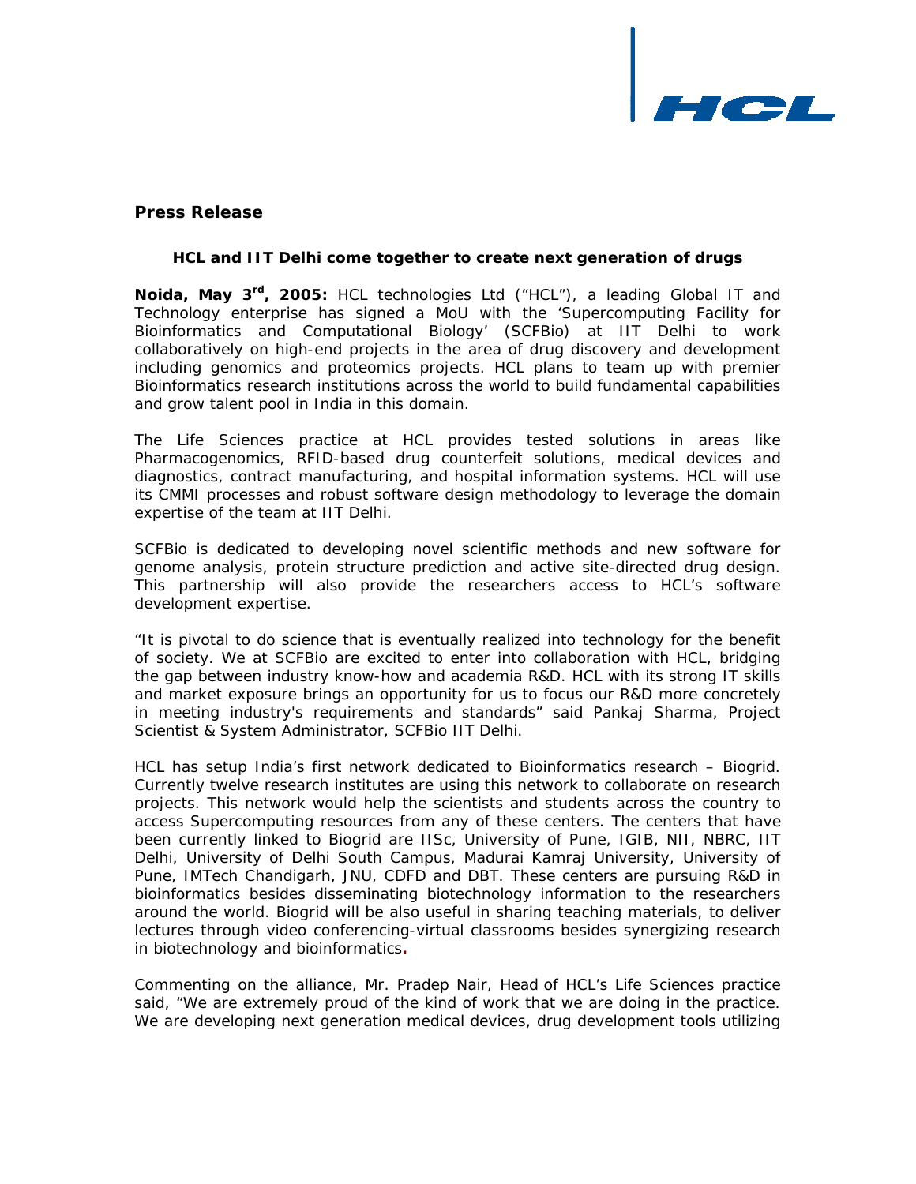## Press Release

### HCL and IIT Delhi come together to create next generation of drugs

**Noida, May 3rd, 2005:** HCL technologies Ltd ("HCL"), a leading Global IT and Technology enterprise has signed a MoU with the 'Supercomputing Facility for Bioinformatics and Computational Biology' (SCFBio) at IIT Delhi to work collaboratively on high-end projects in the area of drug discovery and development including genomics and proteomics projects. HCL plans to team up with premier Bioinformatics research institutions across the world to build fundamental capabilities and grow talent pool in India in this domain.

The Life Sciences practice at HCL provides tested solutions in areas like Pharmacogenomics, RFID-based drug counterfeit solutions, medical devices and diagnostics, contract manufacturing, and hospital information systems. HCL will use its CMMI processes and robust software design methodology to leverage the domain expertise of the team at IIT Delhi.

SCFBio is dedicated to developing novel scientific methods and new software for genome analysis, protein structure prediction and active site-directed drug design. This partnership will also provide the researchers access to HCL's software development expertise.

"It is pivotal to do science that is eventually realized into technology for the benefit of society. We at SCFBio are excited to enter into collaboration with HCL, bridging the gap between industry know-how and academia R&D. HCL with its strong IT skills and market exposure brings an opportunity for us to focus our R&D more concretely in meeting industry's requirements and standards" said Pankaj Sharma, Project Scientist & System Administrator, SCFBio IIT Delhi.

HCL has setup India's first network dedicated to Bioinformatics research – Biogrid. Currently twelve research institutes are using this network to collaborate on research projects. This network would help the scientists and students across the country to access Supercomputing resources from any of these centers. The centers that have been currently linked to Biogrid are IISc, University of Pune, IGIB, NII, NBRC, IIT Delhi, University of Delhi South Campus, Madurai Kamraj University, University of Pune, IMTech Chandigarh, JNU, CDFD and DBT. These centers are pursuing R&D in bioinformatics besides disseminating biotechnology information to the researchers around the world. Biogrid will be also useful in sharing teaching materials, to deliver lectures through video conferencing-virtual classrooms besides synergizing research in biotechnology and bioinformatics.

Commenting on the alliance, Mr. Pradep Nair, Head of HCL's Life Sciences practice said, "We are extremely proud of the kind of work that we are doing in the practice. We are developing next generation medical devices, drug development tools utilizing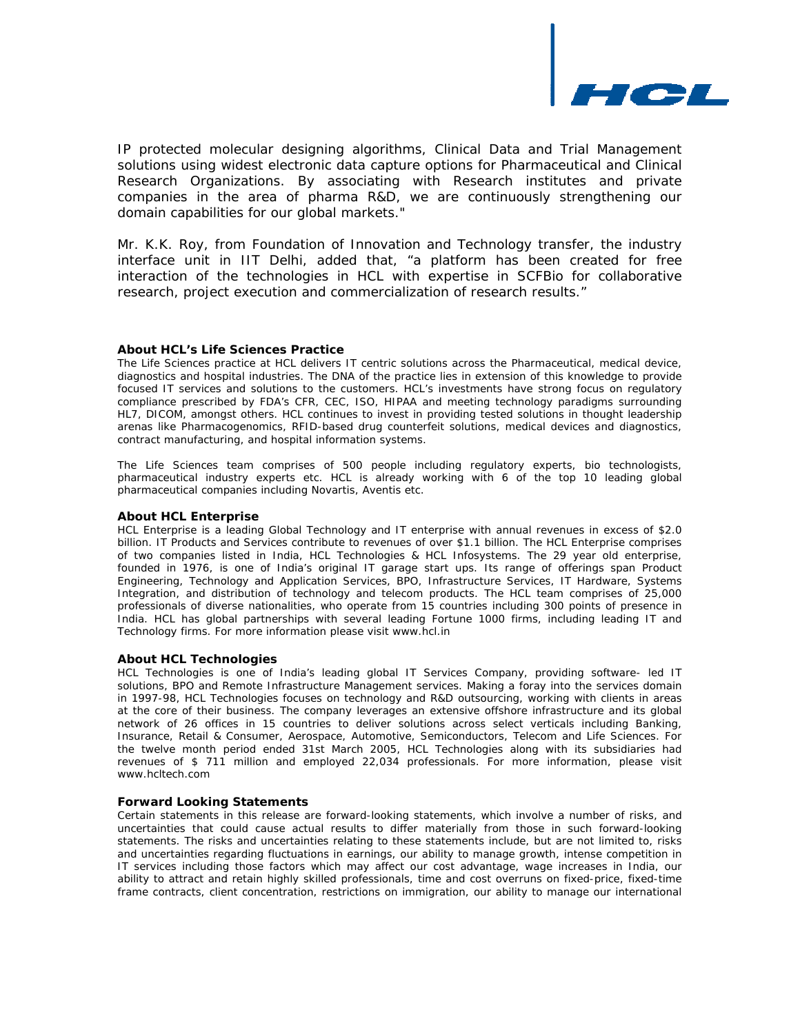IP protected molecular designing algorithms, Clinical Data and Trial Management solutions using widest electronic data capture options for Pharmaceutical and Clinical Research Organizations. By associating with Research institutes and private companies in the area of pharma R&D, we are continuously strengthening our domain capabilities for our global markets."

Mr. K.K. Roy, from Foundation of Innovation and Technology transfer, the industry interface unit in IIT Delhi, added that, "a platform has been created for free interaction of the technologies in HCL with expertise in SCFBio for collaborative research, project execution and commercialization of research results."

**About HCL's Life Sciences Practice**

The Life Sciences practice at HCL delivers IT centric solutions across the Pharmaceutical, medical device, diagnostics and hospital industries. The DNA of the practice lies in extension of this knowledge to provide focused IT services and solutions to the customers. HCL's investments have strong focus on regulatory compliance prescribed by FDA's CFR, CEC, ISO, HIPAA and meeting technology paradigms surrounding HL7, DICOM, amongst others. HCL continues to invest in providing tested solutions in thought leadership arenas like Pharmacogenomics, RFID-based drug counterfeit solutions, medical devices and diagnostics, contract manufacturing, and hospital information systems.

The Life Sciences team comprises of 500 people including regulatory experts, bio technologists, pharmaceutical industry experts etc. HCL is already working with 6 of the top 10 leading global pharmaceutical companies including Novartis, Aventis etc.

**About HCL Enterprise**

HCL Enterprise is a leading Global Technology and IT enterprise with annual revenues in excess of $2.0 billion. IT Products and Services contribute to revenues of over $1.1 billion. The HCL Enterprise comprises of two companies listed in India, HCL Technologies & HCL Infosystems. The 29 year old enterprise, founded in 1976, is one of India's original IT garage start ups. Its range of offerings span Product Engineering, Technology and Application Services, BPO, Infrastructure Services, IT Hardware, Systems Integration, and distribution of technology and telecom products. The HCL team comprises of 25,000 professionals of diverse nationalities, who operate from 15 countries including 300 points of presence in India. HCL has global partnerships with several leading Fortune 1000 firms, including leading IT and Technology firms. For more information please visit www.hcl.in

**About HCL Technologies**

HCL Technologies is one of India's leading global IT Services Company, providing software- led IT solutions, BPO and Remote Infrastructure Management services. Making a foray into the services domain in 1997-98, HCL Technologies focuses on technology and R&D outsourcing, working with clients in areas at the core of their business. The company leverages an extensive offshore infrastructure and its global network of 26 offices in 15 countries to deliver solutions across select verticals including Banking, Insurance, Retail & Consumer, Aerospace, Automotive, Semiconductors, Telecom and Life Sciences. For the twelve month period ended 31st March 2005, HCL Technologies along with its subsidiaries had revenues of $ 711 million and employed 22,034 professionals. For more information, please visit www.hcltech.com

**Forward Looking Statements**

Certain statements in this release are forward-looking statements, which involve a number of risks, and uncertainties that could cause actual results to differ materially from those in such forward-looking statements. The risks and uncertainties relating to these statements include, but are not limited to, risks and uncertainties regarding fluctuations in earnings, our ability to manage growth, intense competition in IT services including those factors which may affect our cost advantage, wage increases in India, our ability to attract and retain highly skilled professionals, time and cost overruns on fixed-price, fixed-time frame contracts, client concentration, restrictions on immigration, our ability to manage our international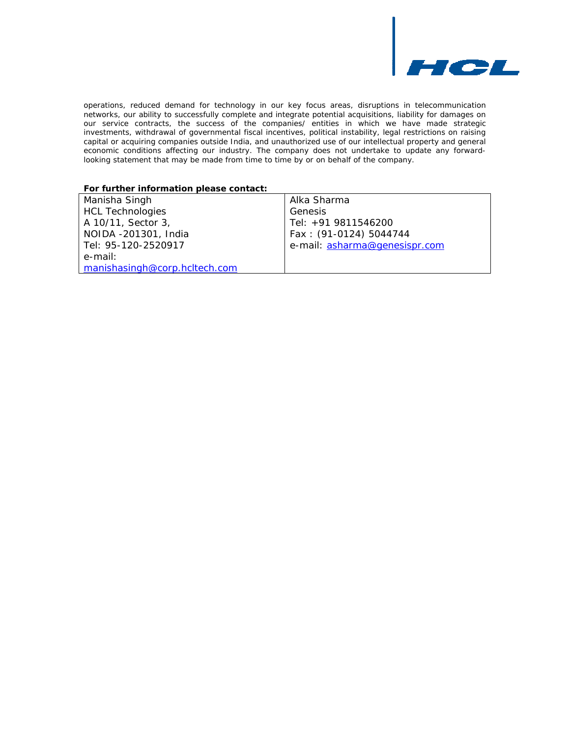operations, reduced demand for technology in our key focus areas, disruptions in telecommunication networks, our ability to successfully complete and integrate potential acquisitions, liability for damages on our service contracts, the success of the companies/ entities in which we have made strategic investments, withdrawal of governmental fiscal incentives, political instability, legal restrictions on raising capital or acquiring companies outside India, and unauthorized use of our intellectual property and general economic conditions affecting our industry. The company does not undertake to update any forward-looking statement that may be made from time to time by or on behalf of the company.

**For further information please contact:**

| | |
|---|---|
| Manisha Singh<br>HCL Technologies<br>A 10/11, Sector 3,<br>NOIDA -201301, India<br>Tel: 95-120-2520917<br>e-mail:<br>manishasingh@corp.hcltech.com | Alka Sharma<br>Genesis<br>Tel: +91 9811546200<br>Fax : (91-0124) 5044744<br>e-mail: asharma@genesispr.com |